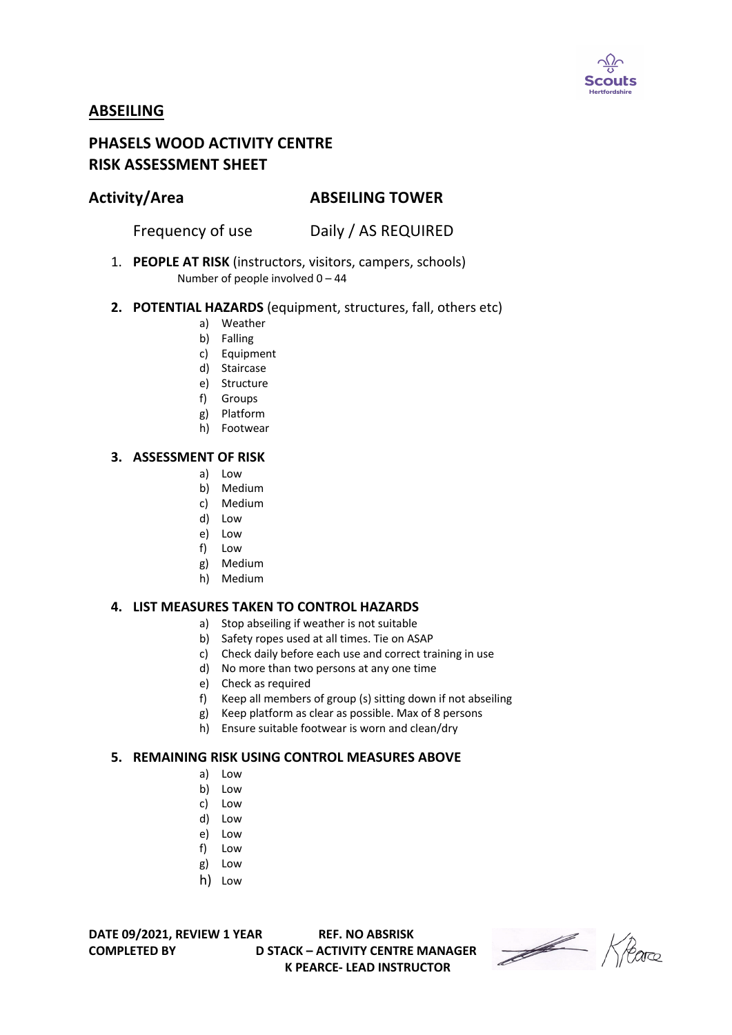## ABSEILING

## PHASELS WOOD ACTIVITY CENTRE
## RISK ASSESSMENT SHEET

**Activity/Area** **ABSEILING TOWER**

Frequency of use Daily / AS REQUIRED

1. **PEOPLE AT RISK** (instructors, visitors, campers, schools)
   Number of people involved 0 – 44

2. **POTENTIAL HAZARDS** (equipment, structures, fall, others etc)
   a) Weather
   b) Falling
   c) Equipment
   d) Staircase
   e) Structure
   f) Groups
   g) Platform
   h) Footwear

3. **ASSESSMENT OF RISK**
   a) Low
   b) Medium
   c) Medium
   d) Low
   e) Low
   f) Low
   g) Medium
   h) Medium

4. **LIST MEASURES TAKEN TO CONTROL HAZARDS**
   a) Stop abseiling if weather is not suitable
   b) Safety ropes used at all times. Tie on ASAP
   c) Check daily before each use and correct training in use
   d) No more than two persons at any one time
   e) Check as required
   f) Keep all members of group (s) sitting down if not abseiling
   g) Keep platform as clear as possible. Max of 8 persons
   h) Ensure suitable footwear is worn and clean/dry

5. **REMAINING RISK USING CONTROL MEASURES ABOVE**
   a) Low
   b) Low
   c) Low
   d) Low
   e) Low
   f) Low
   g) Low
   h) Low

**DATE 09/2021, REVIEW 1 YEAR** **REF. NO ABSRISK**
**COMPLETED BY** **D STACK – ACTIVITY CENTRE MANAGER**
**K PEARCE- LEAD INSTRUCTOR**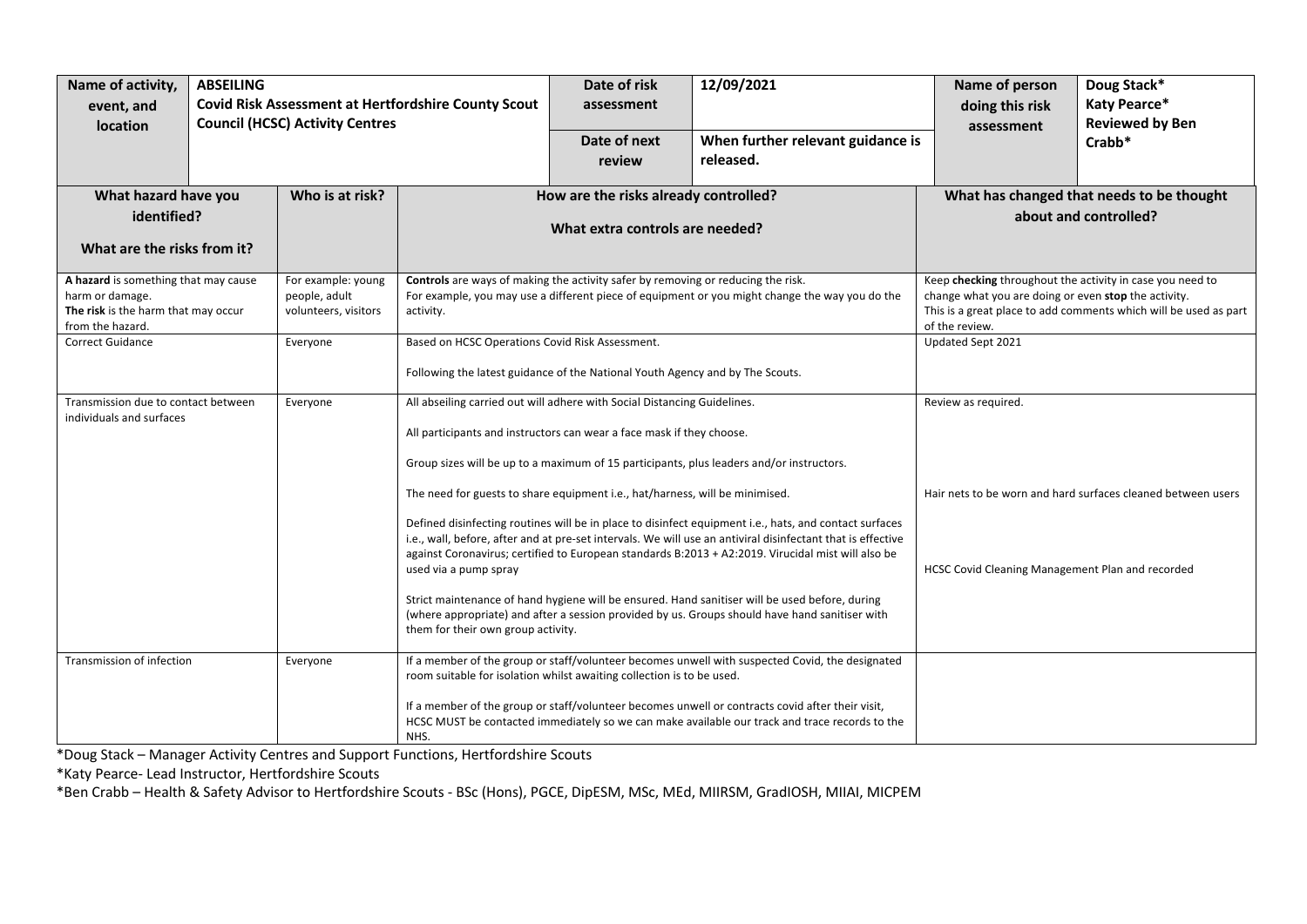| Name of activity, event, and location | ABSEILING<br>Covid Risk Assessment at Hertfordshire County Scout Council (HCSC) Activity Centres | Date of risk assessment | 12/09/2021 | Name of person doing this risk assessment | Doug Stack*<br>Katy Pearce*<br>Reviewed by Ben Crabb* |
|---|---|---|---|---|---|
| | | Date of next review | When further relevant guidance is released. | | |

| What hazard have you identified?<br><br>What are the risks from it? | Who is at risk? | How are the risks already controlled?<br><br>What extra controls are needed? | What has changed that needs to be thought about and controlled? |
|---|---|---|---|
| **A hazard** is something that may cause harm or damage.<br>**The risk** is the harm that may occur from the hazard. | For example: young people, adult volunteers, visitors | **Controls** are ways of making the activity safer by removing or reducing the risk.<br>For example, you may use a different piece of equipment or you might change the way you do the activity. | Keep **checking** throughout the activity in case you need to change what you are doing or even **stop** the activity.<br>This is a great place to add comments which will be used as part of the review. |
| Correct Guidance | Everyone | Based on HCSC Operations Covid Risk Assessment.<br><br>Following the latest guidance of the National Youth Agency and by The Scouts. | Updated Sept 2021 |
| Transmission due to contact between individuals and surfaces | Everyone | All abseiling carried out will adhere with Social Distancing Guidelines.<br><br>All participants and instructors can wear a face mask if they choose.<br><br>Group sizes will be up to a maximum of 15 participants, plus leaders and/or instructors.<br><br>The need for guests to share equipment i.e., hat/harness, will be minimised.<br><br>Defined disinfecting routines will be in place to disinfect equipment i.e., hats, and contact surfaces i.e., wall, before, after and at pre-set intervals. We will use an antiviral disinfectant that is effective against Coronavirus; certified to European standards B:2013 + A2:2019. Virucidal mist will also be used via a pump spray<br><br>Strict maintenance of hand hygiene will be ensured. Hand sanitiser will be used before, during (where appropriate) and after a session provided by us. Groups should have hand sanitiser with them for their own group activity. | Review as required.<br><br>Hair nets to be worn and hard surfaces cleaned between users<br><br>HCSC Covid Cleaning Management Plan and recorded |
| Transmission of infection | Everyone | If a member of the group or staff/volunteer becomes unwell with suspected Covid, the designated room suitable for isolation whilst awaiting collection is to be used.<br><br>If a member of the group or staff/volunteer becomes unwell or contracts covid after their visit, HCSC MUST be contacted immediately so we can make available our track and trace records to the NHS. | |

*Doug Stack – Manager Activity Centres and Support Functions, Hertfordshire Scouts

*Katy Pearce- Lead Instructor, Hertfordshire Scouts

*Ben Crabb – Health & Safety Advisor to Hertfordshire Scouts - BSc (Hons), PGCE, DipESM, MSc, MEd, MIIRSM, GradIOSH, MIIAI, MICPEM